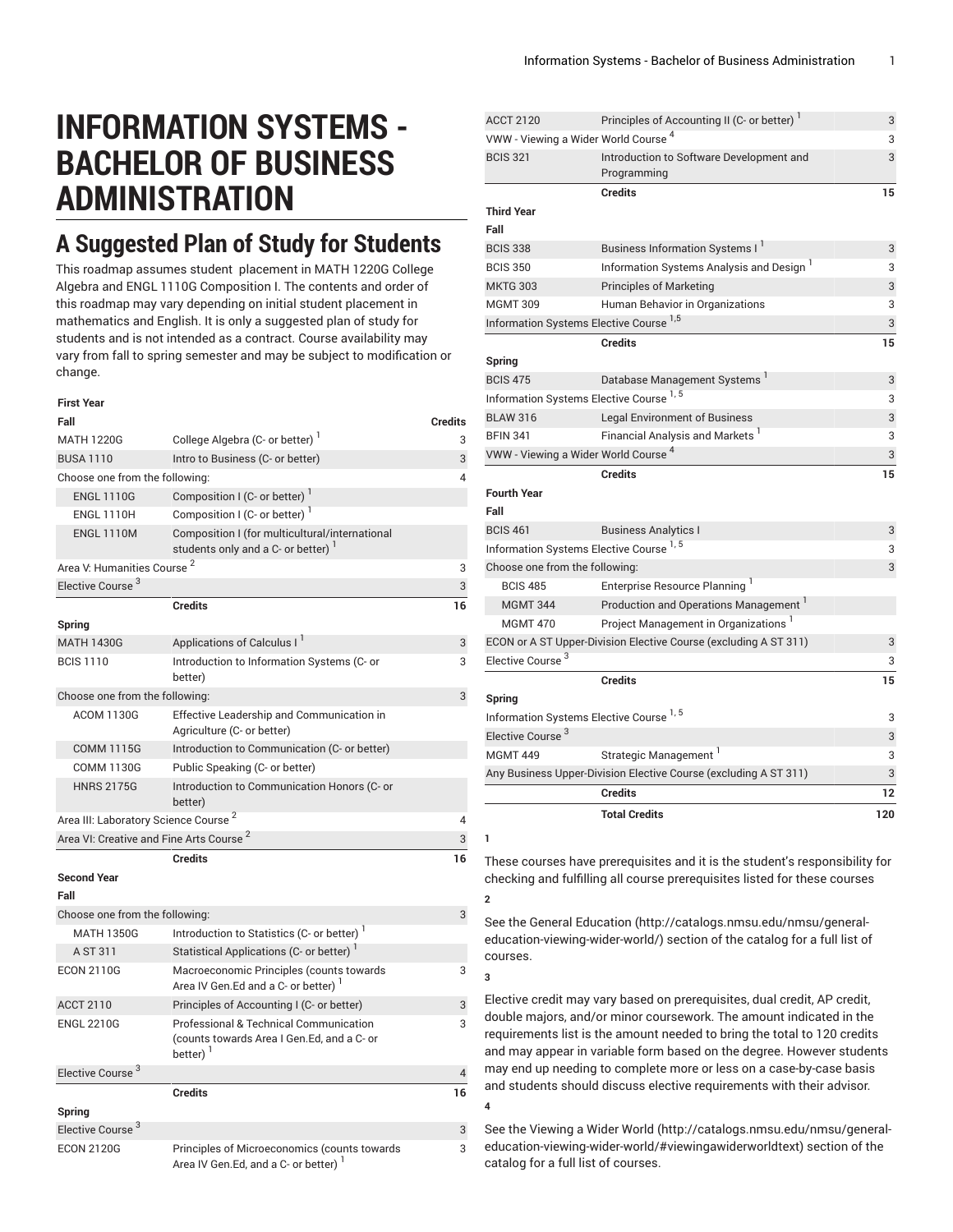# INFORMATION SYSTEMS - BACHELOR OF BUSINESS ADMINISTRATION

## A Suggested Plan of Study for Students

This roadmap assumes student placement in MATH 1220G College Algebra and ENGL 1110G Composition I. The contents and order of this roadmap may vary depending on initial student placement in mathematics and English. It is only a suggested plan of study for students and is not intended as a contract. Course availability may vary from fall to spring semester and may be subject to modification or change.

| First Year | | |
|---|---|---|
| **Fall** | | **Credits** |
| MATH 1220G | College Algebra (C- or better) [1] | 3 |
| BUSA 1110 | Intro to Business (C- or better) | 3 |
| Choose one from the following: | | 4 |
| ENGL 1110G | Composition I (C- or better) [1] | |
| ENGL 1110H | Composition I (C- or better) [1] | |
| ENGL 1110M | Composition I (for multicultural/international students only and a C- or better) [1] | |
| Area V: Humanities Course [2] | | 3 |
| Elective Course [3] | | 3 |
| | **Credits** | **16** |
| **Spring** | | |
| MATH 1430G | Applications of Calculus I [1] | 3 |
| BCIS 1110 | Introduction to Information Systems (C- or better) | 3 |
| Choose one from the following: | | 3 |
| ACOM 1130G | Effective Leadership and Communication in Agriculture (C- or better) | |
| COMM 1115G | Introduction to Communication (C- or better) | |
| COMM 1130G | Public Speaking (C- or better) | |
| HNRS 2175G | Introduction to Communication Honors (C- or better) | |
| Area III: Laboratory Science Course [2] | | 4 |
| Area VI: Creative and Fine Arts Course [2] | | 3 |
| | **Credits** | **16** |
| **Second Year** | | |
| **Fall** | | |
| Choose one from the following: | | 3 |
| MATH 1350G | Introduction to Statistics (C- or better) [1] | |
| A ST 311 | Statistical Applications (C- or better) [1] | |
| ECON 2110G | Macroeconomic Principles (counts towards Area IV Gen.Ed and a C- or better) [1] | 3 |
| ACCT 2110 | Principles of Accounting I (C- or better) | 3 |
| ENGL 2210G | Professional & Technical Communication (counts towards Area I Gen.Ed, and a C- or better) [1] | 3 |
| Elective Course [3] | | 4 |
| | **Credits** | **16** |
| **Spring** | | |
| Elective Course [3] | | 3 |
| ECON 2120G | Principles of Microeconomics (counts towards Area IV Gen.Ed, and a C- or better) [1] | 3 |
| ACCT 2120 | Principles of Accounting II (C- or better) [1] | 3 |
| VWW - Viewing a Wider World Course [4] | | 3 |
| BCIS 321 | Introduction to Software Development and Programming | 3 |
| | **Credits** | **15** |
| **Third Year** | | |
| **Fall** | | |
| BCIS 338 | Business Information Systems I [1] | 3 |
| BCIS 350 | Information Systems Analysis and Design [1] | 3 |
| MKTG 303 | Principles of Marketing | 3 |
| MGMT 309 | Human Behavior in Organizations | 3 |
| Information Systems Elective Course [1,5] | | 3 |
| | **Credits** | **15** |
| **Spring** | | |
| BCIS 475 | Database Management Systems [1] | 3 |
| Information Systems Elective Course [1,5] | | 3 |
| BLAW 316 | Legal Environment of Business | 3 |
| BFIN 341 | Financial Analysis and Markets [1] | 3 |
| VWW - Viewing a Wider World Course [4] | | 3 |
| | **Credits** | **15** |
| **Fourth Year** | | |
| **Fall** | | |
| BCIS 461 | Business Analytics I | 3 |
| Information Systems Elective Course [1,5] | | 3 |
| Choose one from the following: | | 3 |
| BCIS 485 | Enterprise Resource Planning [1] | |
| MGMT 344 | Production and Operations Management [1] | |
| MGMT 470 | Project Management in Organizations [1] | |
| ECON or A ST Upper-Division Elective Course (excluding A ST 311) | | 3 |
| Elective Course [3] | | 3 |
| | **Credits** | **15** |
| **Spring** | | |
| Information Systems Elective Course [1,5] | | 3 |
| Elective Course [3] | | 3 |
| MGMT 449 | Strategic Management [1] | 3 |
| Any Business Upper-Division Elective Course (excluding A ST 311) | | 3 |
| | **Credits** | **12** |
| | **Total Credits** | **120** |

**1**

These courses have prerequisites and it is the student's responsibility for checking and fulfilling all course prerequisites listed for these courses

**2**

See the General Education (http://catalogs.nmsu.edu/nmsu/general-education-viewing-wider-world/) section of the catalog for a full list of courses.

**3**

Elective credit may vary based on prerequisites, dual credit, AP credit, double majors, and/or minor coursework. The amount indicated in the requirements list is the amount needed to bring the total to 120 credits and may appear in variable form based on the degree. However students may end up needing to complete more or less on a case-by-case basis and students should discuss elective requirements with their advisor.

**4**

See the Viewing a Wider World (http://catalogs.nmsu.edu/nmsu/general-education-viewing-wider-world/#viewingawiderworldtext) section of the catalog for a full list of courses.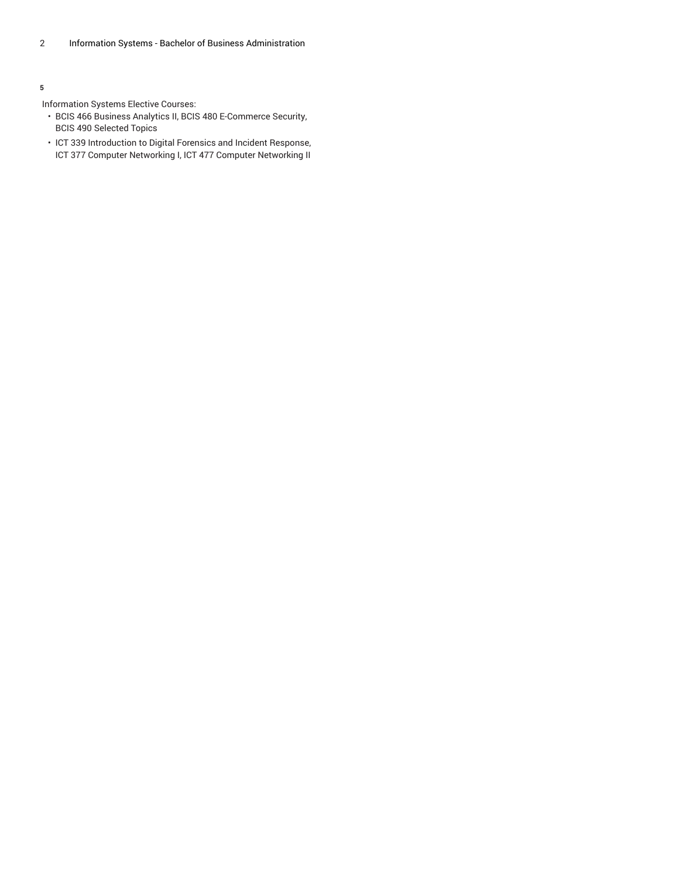**5**

Information Systems Elective Courses:

- BCIS 466 Business Analytics II, BCIS 480 E-Commerce Security, BCIS 490 Selected Topics
- ICT 339 Introduction to Digital Forensics and Incident Response, ICT 377 Computer Networking I, ICT 477 Computer Networking II